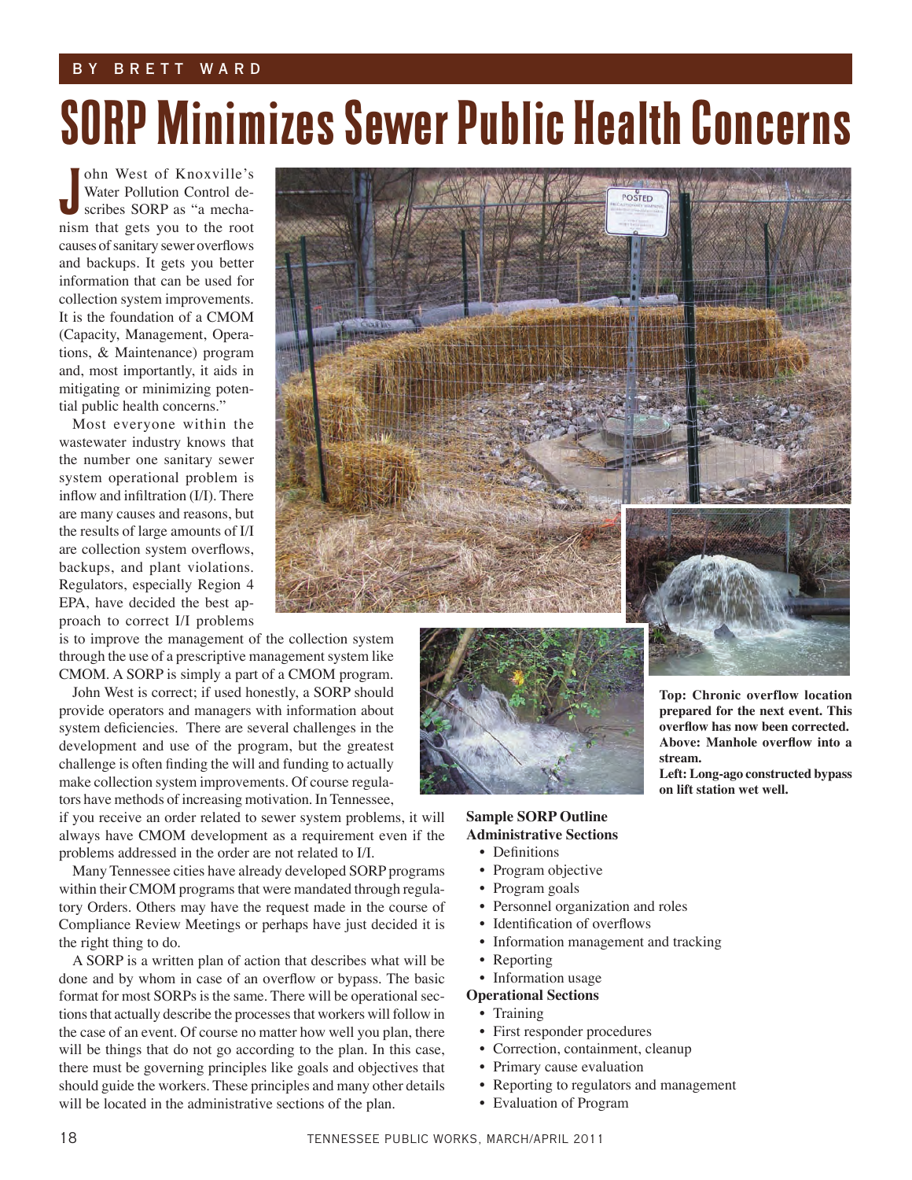BY BRETT WARD

# SORP Minimizes Sewer Public Health Concerns

John West of Knoxville's Water Pollution Control describes SORP as "a mechanism that gets you to the root causes of sanitary sewer overflows and backups. It gets you better information that can be used for collection system improvements. It is the foundation of a CMOM (Capacity, Management, Operations, & Maintenance) program and, most importantly, it aids in mitigating or minimizing potential public health concerns."

Most everyone within the wastewater industry knows that the number one sanitary sewer system operational problem is inflow and infiltration (I/I). There are many causes and reasons, but the results of large amounts of I/I are collection system overflows, backups, and plant violations. Regulators, especially Region 4 EPA, have decided the best approach to correct I/I problems is to improve the management of the collection system through the use of a prescriptive management system like CMOM. A SORP is simply a part of a CMOM program.

John West is correct; if used honestly, a SORP should provide operators and managers with information about system deficiencies. There are several challenges in the development and use of the program, but the greatest challenge is often finding the will and funding to actually make collection system improvements. Of course regulators have methods of increasing motivation. In Tennessee, if you receive an order related to sewer system problems, it will always have CMOM development as a requirement even if the problems addressed in the order are not related to I/I.

Many Tennessee cities have already developed SORP programs within their CMOM programs that were mandated through regulatory Orders. Others may have the request made in the course of Compliance Review Meetings or perhaps have just decided it is the right thing to do.

A SORP is a written plan of action that describes what will be done and by whom in case of an overflow or bypass. The basic format for most SORPs is the same. There will be operational sections that actually describe the processes that workers will follow in the case of an event. Of course no matter how well you plan, there will be things that do not go according to the plan. In this case, there must be governing principles like goals and objectives that should guide the workers. These principles and many other details will be located in the administrative sections of the plan.

**Top: Chronic overflow location prepared for the next event. This overflow has now been corrected.**
**Above: Manhole overflow into a stream.**
**Left: Long-ago constructed bypass on lift station wet well.**

**Sample SORP Outline**
**Administrative Sections**

- Definitions
- Program objective
- Program goals
- Personnel organization and roles
- Identification of overflows
- Information management and tracking
- Reporting
- Information usage

**Operational Sections**

- Training
- First responder procedures
- Correction, containment, cleanup
- Primary cause evaluation
- Reporting to regulators and management
- Evaluation of Program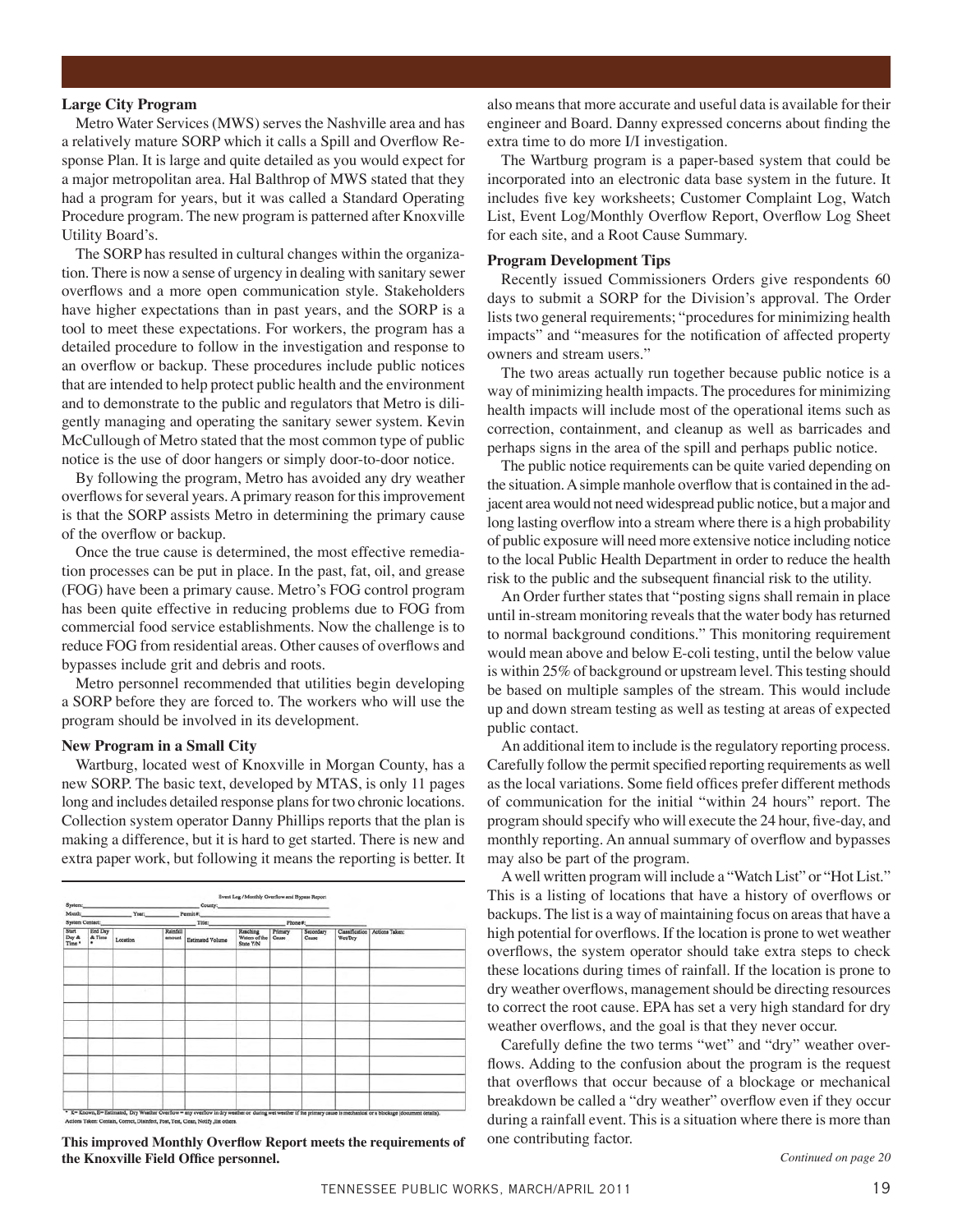### Large City Program

Metro Water Services (MWS) serves the Nashville area and has a relatively mature SORP which it calls a Spill and Overflow Response Plan. It is large and quite detailed as you would expect for a major metropolitan area. Hal Balthrop of MWS stated that they had a program for years, but it was called a Standard Operating Procedure program. The new program is patterned after Knoxville Utility Board's.

The SORP has resulted in cultural changes within the organization. There is now a sense of urgency in dealing with sanitary sewer overflows and a more open communication style. Stakeholders have higher expectations than in past years, and the SORP is a tool to meet these expectations. For workers, the program has a detailed procedure to follow in the investigation and response to an overflow or backup. These procedures include public notices that are intended to help protect public health and the environment and to demonstrate to the public and regulators that Metro is diligently managing and operating the sanitary sewer system. Kevin McCullough of Metro stated that the most common type of public notice is the use of door hangers or simply door-to-door notice.

By following the program, Metro has avoided any dry weather overflows for several years. A primary reason for this improvement is that the SORP assists Metro in determining the primary cause of the overflow or backup.

Once the true cause is determined, the most effective remediation processes can be put in place. In the past, fat, oil, and grease (FOG) have been a primary cause. Metro's FOG control program has been quite effective in reducing problems due to FOG from commercial food service establishments. Now the challenge is to reduce FOG from residential areas. Other causes of overflows and bypasses include grit and debris and roots.

Metro personnel recommended that utilities begin developing a SORP before they are forced to. The workers who will use the program should be involved in its development.

### New Program in a Small City

Wartburg, located west of Knoxville in Morgan County, has a new SORP. The basic text, developed by MTAS, is only 11 pages long and includes detailed response plans for two chronic locations. Collection system operator Danny Phillips reports that the plan is making a difference, but it is hard to get started. There is new and extra paper work, but following it means the reporting is better. It also means that more accurate and useful data is available for their engineer and Board. Danny expressed concerns about finding the extra time to do more I/I investigation.

The Wartburg program is a paper-based system that could be incorporated into an electronic data base system in the future. It includes five key worksheets; Customer Complaint Log, Watch List, Event Log/Monthly Overflow Report, Overflow Log Sheet for each site, and a Root Cause Summary.

Event Log / Monthly Overflow and Bypass Report

System:________ County:________

Month:________ Year:________ Permit #:________

System Contact:________ Title:________ Phone #:________

| Start Day & Time * | End Day & Time * | Location | Rainfall amount | Estimated Volume | Reaching Waters of the State Y/N | Primary Cause | Secondary Cause | Classification Wet/Dry | Actions Taken: |
|---|---|---|---|---|---|---|---|---|---|
| | | | | | | | | | |
| | | | | | | | | | |
| | | | | | | | | | |
| | | | | | | | | | |
| | | | | | | | | | |
| | | | | | | | | | |
| | | | | | | | | | |
| | | | | | | | | | |
| | | | | | | | | | |

\* K= Known, E= Estimated, Dry Weather Overflow = any overflow in dry weather or during wet weather if the primary cause is mechanical or a blockage (document details).
Actions Taken: Contain, Correct, Disinfect, Post, Test, Clean, Notify, list others

**This improved Monthly Overflow Report meets the requirements of the Knoxville Field Office personnel.**

### Program Development Tips

Recently issued Commissioners Orders give respondents 60 days to submit a SORP for the Division's approval. The Order lists two general requirements; "procedures for minimizing health impacts" and "measures for the notification of affected property owners and stream users."

The two areas actually run together because public notice is a way of minimizing health impacts. The procedures for minimizing health impacts will include most of the operational items such as correction, containment, and cleanup as well as barricades and perhaps signs in the area of the spill and perhaps public notice.

The public notice requirements can be quite varied depending on the situation. A simple manhole overflow that is contained in the adjacent area would not need widespread public notice, but a major and long lasting overflow into a stream where there is a high probability of public exposure will need more extensive notice including notice to the local Public Health Department in order to reduce the health risk to the public and the subsequent financial risk to the utility.

An Order further states that "posting signs shall remain in place until in-stream monitoring reveals that the water body has returned to normal background conditions." This monitoring requirement would mean above and below E-coli testing, until the below value is within 25% of background or upstream level. This testing should be based on multiple samples of the stream. This would include up and down stream testing as well as testing at areas of expected public contact.

An additional item to include is the regulatory reporting process. Carefully follow the permit specified reporting requirements as well as the local variations. Some field offices prefer different methods of communication for the initial "within 24 hours" report. The program should specify who will execute the 24 hour, five-day, and monthly reporting. An annual summary of overflow and bypasses may also be part of the program.

A well written program will include a "Watch List" or "Hot List." This is a listing of locations that have a history of overflows or backups. The list is a way of maintaining focus on areas that have a high potential for overflows. If the location is prone to wet weather overflows, the system operator should take extra steps to check these locations during times of rainfall. If the location is prone to dry weather overflows, management should be directing resources to correct the root cause. EPA has set a very high standard for dry weather overflows, and the goal is that they never occur.

Carefully define the two terms "wet" and "dry" weather overflows. Adding to the confusion about the program is the request that overflows that occur because of a blockage or mechanical breakdown be called a "dry weather" overflow even if they occur during a rainfall event. This is a situation where there is more than one contributing factor.

*Continued on page 20*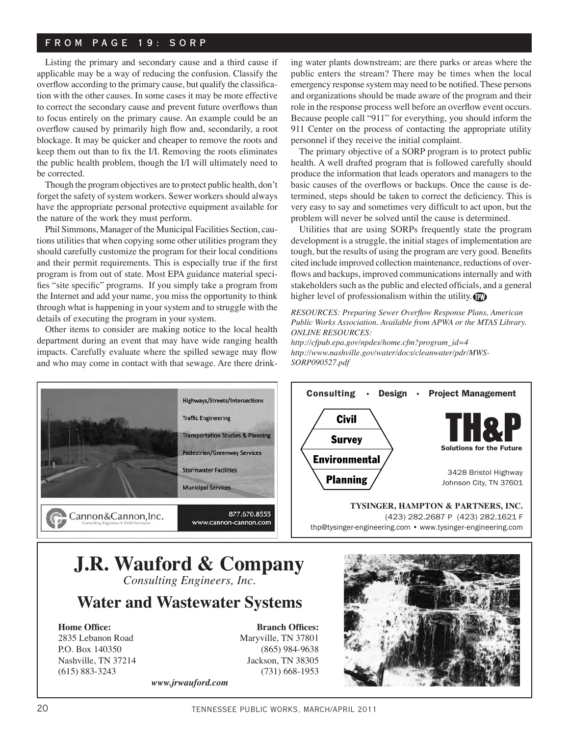## FROM PAGE 19: SORP

Listing the primary and secondary cause and a third cause if applicable may be a way of reducing the confusion. Classify the overflow according to the primary cause, but qualify the classification with the other causes. In some cases it may be more effective to correct the secondary cause and prevent future overflows than to focus entirely on the primary cause. An example could be an overflow caused by primarily high flow and, secondarily, a root blockage. It may be quicker and cheaper to remove the roots and keep them out than to fix the I/I. Removing the roots eliminates the public health problem, though the I/I will ultimately need to be corrected.

Though the program objectives are to protect public health, don't forget the safety of system workers. Sewer workers should always have the appropriate personal protective equipment available for the nature of the work they must perform.

Phil Simmons, Manager of the Municipal Facilities Section, cautions utilities that when copying some other utilities program they should carefully customize the program for their local conditions and their permit requirements. This is especially true if the first program is from out of state. Most EPA guidance material specifies "site specific" programs. If you simply take a program from the Internet and add your name, you miss the opportunity to think through what is happening in your system and to struggle with the details of executing the program in your system.

Other items to consider are making notice to the local health department during an event that may have wide ranging health impacts. Carefully evaluate where the spilled sewage may flow and who may come in contact with that sewage. Are there drinking water plants downstream; are there parks or areas where the public enters the stream? There may be times when the local emergency response system may need to be notified. These persons and organizations should be made aware of the program and their role in the response process well before an overflow event occurs. Because people call "911" for everything, you should inform the 911 Center on the process of contacting the appropriate utility personnel if they receive the initial complaint.

The primary objective of a SORP program is to protect public health. A well drafted program that is followed carefully should produce the information that leads operators and managers to the basic causes of the overflows or backups. Once the cause is determined, steps should be taken to correct the deficiency. This is very easy to say and sometimes very difficult to act upon, but the problem will never be solved until the cause is determined.

Utilities that are using SORPs frequently state the program development is a struggle, the initial stages of implementation are tough, but the results of using the program are very good. Benefits cited include improved collection maintenance, reductions of overflows and backups, improved communications internally and with stakeholders such as the public and elected officials, and a general higher level of professionalism within the utility.

*RESOURCES: Preparing Sewer Overflow Response Plans, American Public Works Association. Available from APWA or the MTAS Library.*
*ONLINE RESOURCES:*
*http://cfpub.epa.gov/npdes/home.cfm?program_id=4*
*http://www.nashville.gov/water/docs/cleanwater/pdr/MWS-SORP090527.pdf*

---

Highways/Streets/Intersections
Traffic Engineering
Transportation Studies & Planning
Pedestrian/Greenway Services
Stormwater Facilities
Municipal Services

Cannon&Cannon,Inc.
Consulting Engineers • Field Surveyors
877.670.8555
www.cannon-cannon.com

---

Consulting • Design • Project Management

Civil
Survey
Environmental
Planning

**TH&P**
Solutions for the Future

3428 Bristol Highway
Johnson City, TN 37601

**TYSINGER, HAMPTON & PARTNERS, INC.**
(423) 282.2687 P (423) 282.1621 F
thp@tysinger-engineering.com • www.tysinger-engineering.com

---

# J.R. Wauford & Company

*Consulting Engineers, Inc.*

## Water and Wastewater Systems

**Home Office:**
2835 Lebanon Road
P.O. Box 140350
Nashville, TN 37214
(615) 883-3243

**Branch Offices:**
Maryville, TN 37801
(865) 984-9638
Jackson, TN 38305
(731) 668-1953

***www.jrwauford.com***